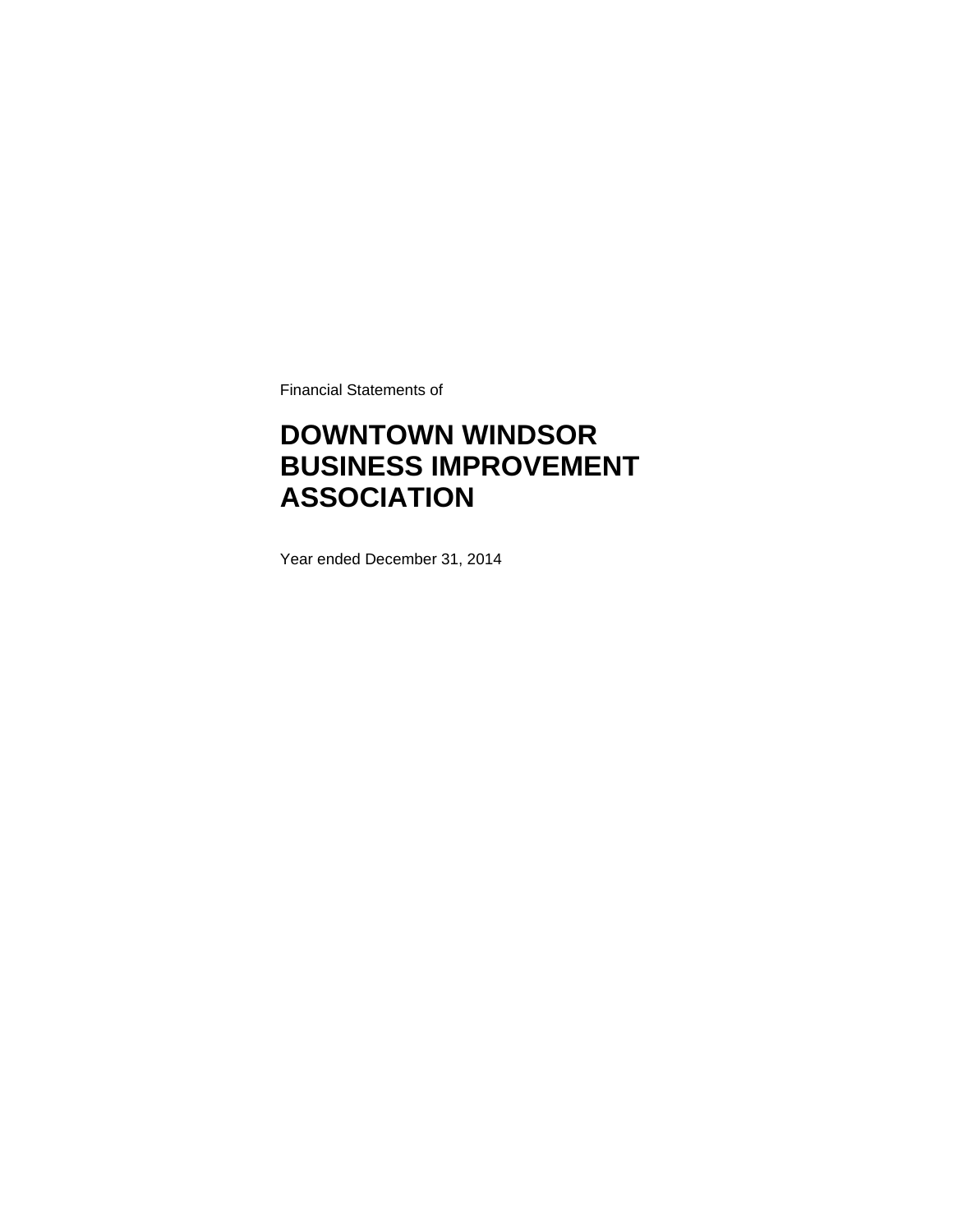Financial Statements of

# DOWNTOWN WINDSOR BUSINESS IMPROVEMENT ASSOCIATION

Year ended December 31, 2014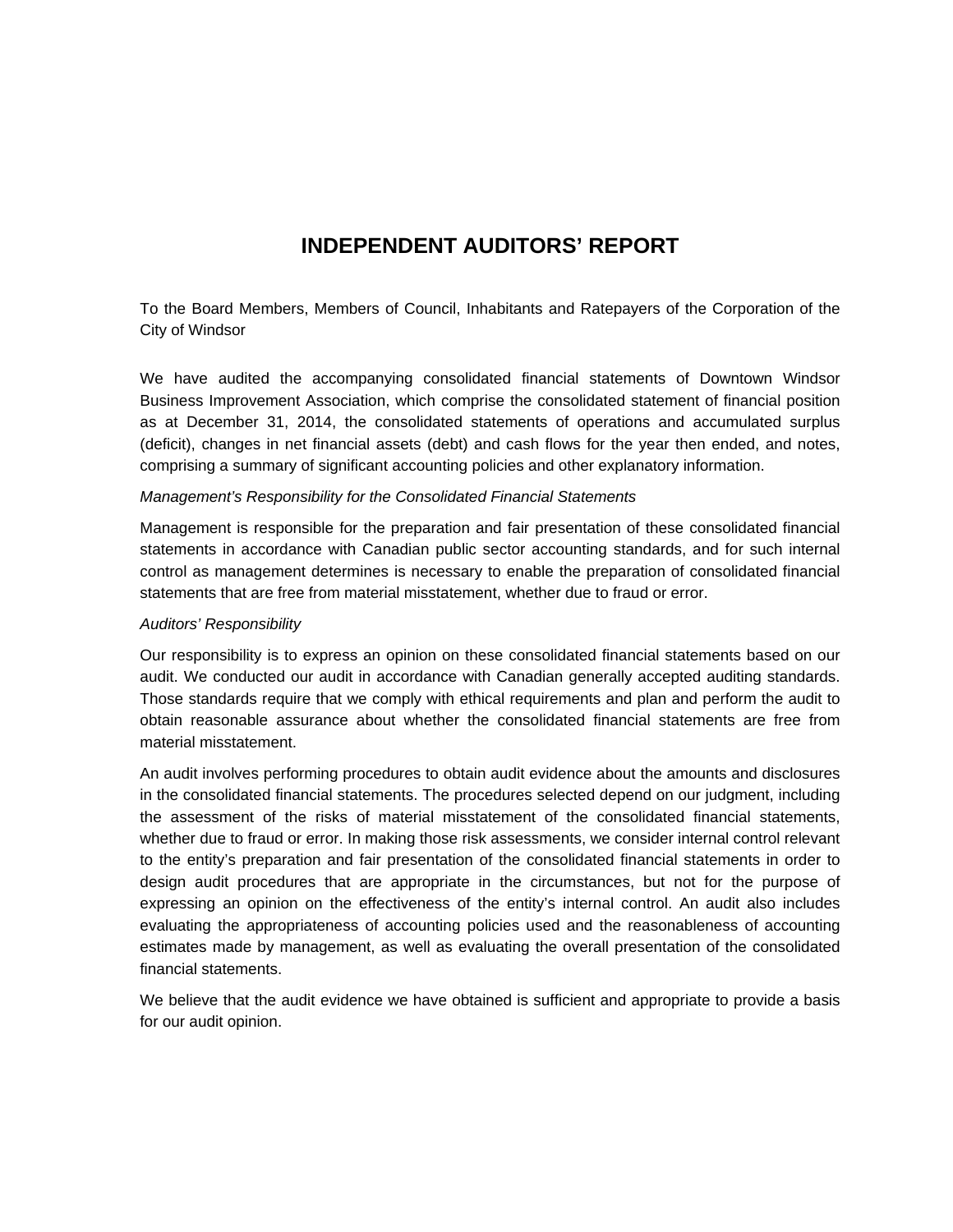# INDEPENDENT AUDITORS' REPORT

To the Board Members, Members of Council, Inhabitants and Ratepayers of the Corporation of the City of Windsor

We have audited the accompanying consolidated financial statements of Downtown Windsor Business Improvement Association, which comprise the consolidated statement of financial position as at December 31, 2014, the consolidated statements of operations and accumulated surplus (deficit), changes in net financial assets (debt) and cash flows for the year then ended, and notes, comprising a summary of significant accounting policies and other explanatory information.

*Management's Responsibility for the Consolidated Financial Statements*

Management is responsible for the preparation and fair presentation of these consolidated financial statements in accordance with Canadian public sector accounting standards, and for such internal control as management determines is necessary to enable the preparation of consolidated financial statements that are free from material misstatement, whether due to fraud or error.

*Auditors' Responsibility*

Our responsibility is to express an opinion on these consolidated financial statements based on our audit. We conducted our audit in accordance with Canadian generally accepted auditing standards. Those standards require that we comply with ethical requirements and plan and perform the audit to obtain reasonable assurance about whether the consolidated financial statements are free from material misstatement.

An audit involves performing procedures to obtain audit evidence about the amounts and disclosures in the consolidated financial statements. The procedures selected depend on our judgment, including the assessment of the risks of material misstatement of the consolidated financial statements, whether due to fraud or error. In making those risk assessments, we consider internal control relevant to the entity's preparation and fair presentation of the consolidated financial statements in order to design audit procedures that are appropriate in the circumstances, but not for the purpose of expressing an opinion on the effectiveness of the entity's internal control. An audit also includes evaluating the appropriateness of accounting policies used and the reasonableness of accounting estimates made by management, as well as evaluating the overall presentation of the consolidated financial statements.

We believe that the audit evidence we have obtained is sufficient and appropriate to provide a basis for our audit opinion.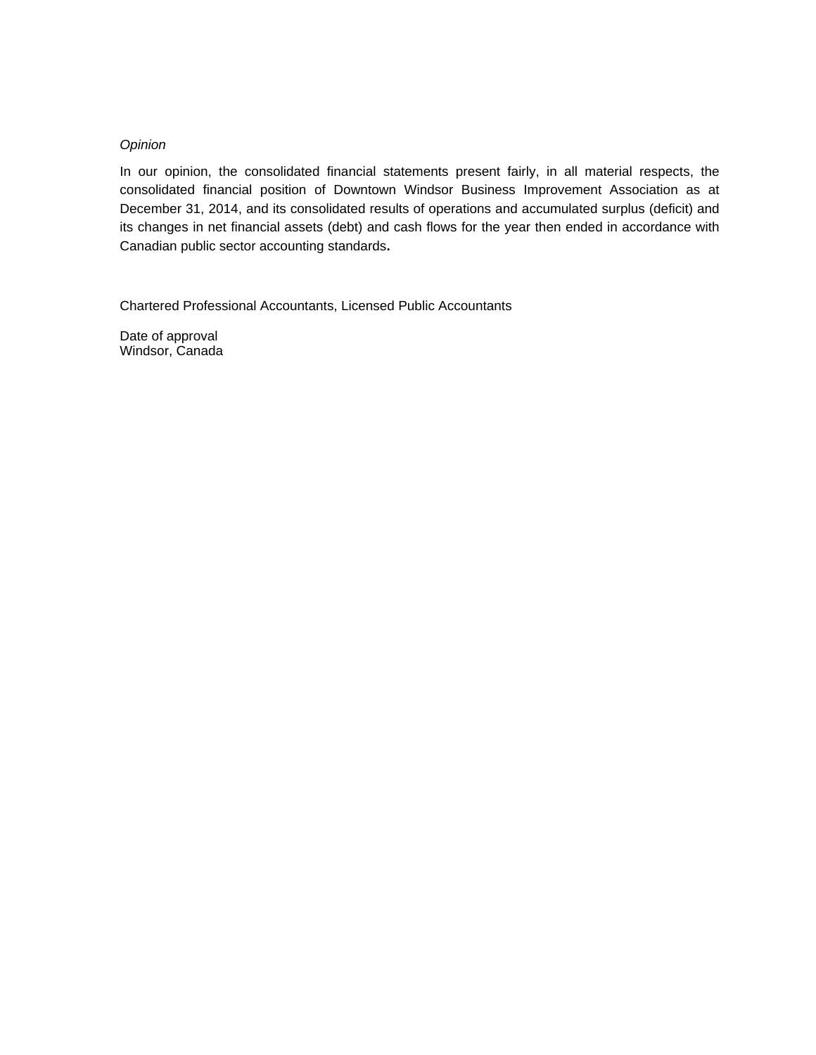*Opinion*

In our opinion, the consolidated financial statements present fairly, in all material respects, the consolidated financial position of Downtown Windsor Business Improvement Association as at December 31, 2014, and its consolidated results of operations and accumulated surplus (deficit) and its changes in net financial assets (debt) and cash flows for the year then ended in accordance with Canadian public sector accounting standards.

Chartered Professional Accountants, Licensed Public Accountants

Date of approval
Windsor, Canada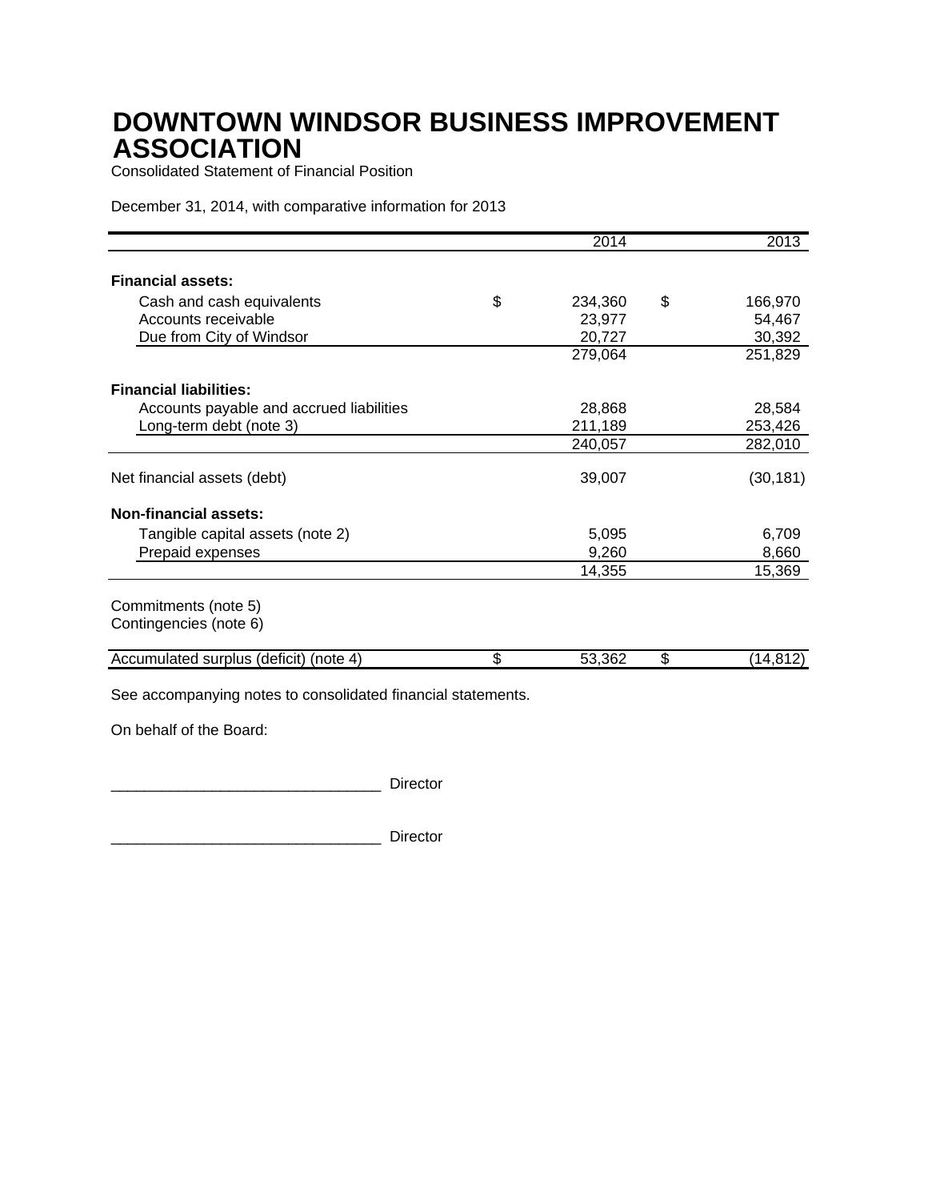# DOWNTOWN WINDSOR BUSINESS IMPROVEMENT ASSOCIATION

Consolidated Statement of Financial Position

December 31, 2014, with comparative information for 2013

| | 2014 | 2013 |
|---|---|---|
| **Financial assets:** | | |
| Cash and cash equivalents | $ 234,360 | $ 166,970 |
| Accounts receivable | 23,977 | 54,467 |
| Due from City of Windsor | 20,727 | 30,392 |
| | 279,064 | 251,829 |
| **Financial liabilities:** | | |
| Accounts payable and accrued liabilities | 28,868 | 28,584 |
| Long-term debt (note 3) | 211,189 | 253,426 |
| | 240,057 | 282,010 |
| Net financial assets (debt) | 39,007 | (30,181) |
| **Non-financial assets:** | | |
| Tangible capital assets (note 2) | 5,095 | 6,709 |
| Prepaid expenses | 9,260 | 8,660 |
| | 14,355 | 15,369 |
| Commitments (note 5) | | |
| Contingencies (note 6) | | |
| Accumulated surplus (deficit) (note 4) | $ 53,362 | $ (14,812) |

See accompanying notes to consolidated financial statements.

On behalf of the Board:

________________________________ Director

________________________________ Director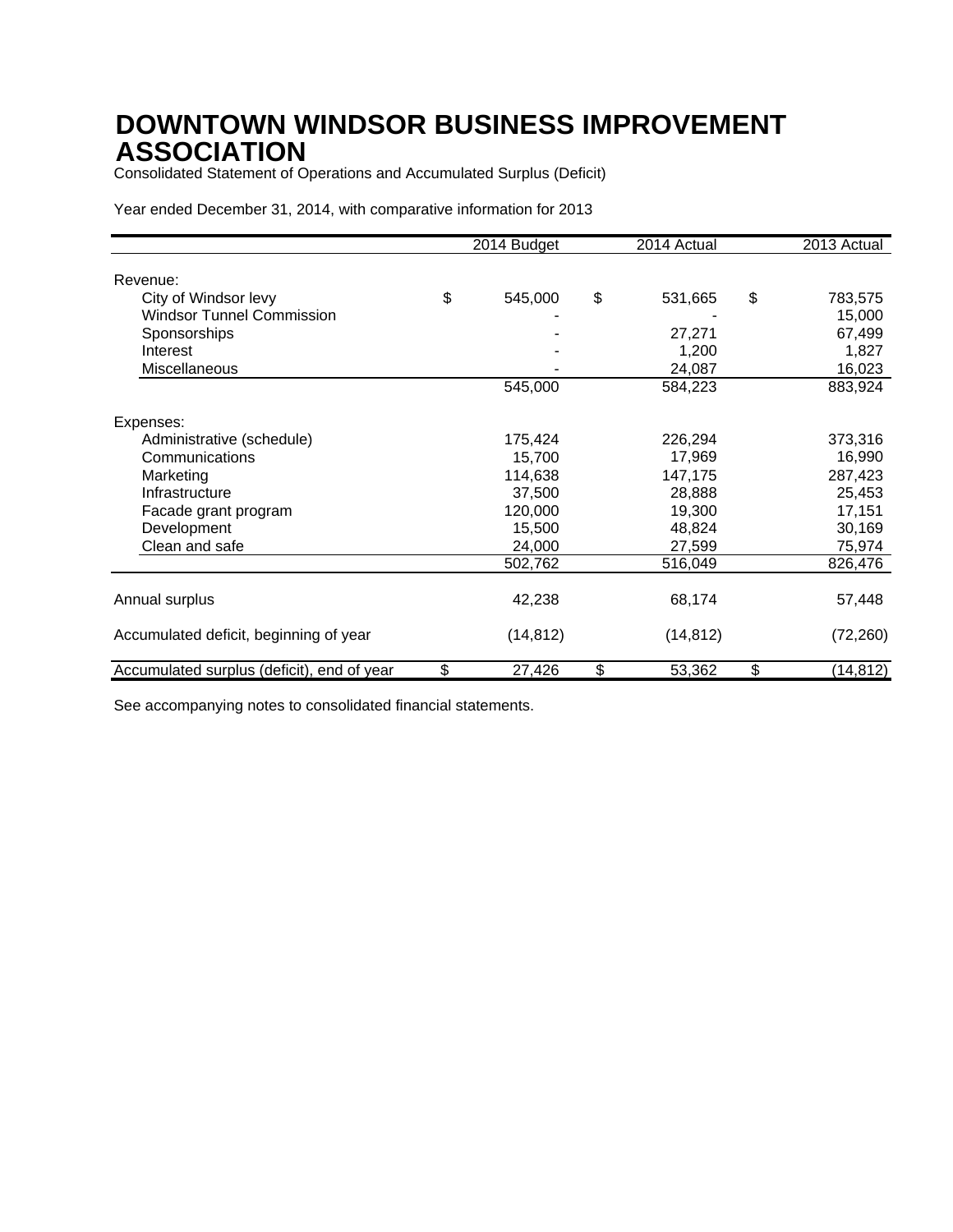# DOWNTOWN WINDSOR BUSINESS IMPROVEMENT ASSOCIATION

Consolidated Statement of Operations and Accumulated Surplus (Deficit)

Year ended December 31, 2014, with comparative information for 2013

| | 2014 Budget | 2014 Actual | 2013 Actual |
|---|---|---|---|
| **Revenue:** | | | |
| City of Windsor levy | $ 545,000 | $ 531,665 | $ 783,575 |
| Windsor Tunnel Commission | - | - | 15,000 |
| Sponsorships | - | 27,271 | 67,499 |
| Interest | - | 1,200 | 1,827 |
| Miscellaneous | - | 24,087 | 16,023 |
| | 545,000 | 584,223 | 883,924 |
| **Expenses:** | | | |
| Administrative (schedule) | 175,424 | 226,294 | 373,316 |
| Communications | 15,700 | 17,969 | 16,990 |
| Marketing | 114,638 | 147,175 | 287,423 |
| Infrastructure | 37,500 | 28,888 | 25,453 |
| Facade grant program | 120,000 | 19,300 | 17,151 |
| Development | 15,500 | 48,824 | 30,169 |
| Clean and safe | 24,000 | 27,599 | 75,974 |
| | 502,762 | 516,049 | 826,476 |
| Annual surplus | 42,238 | 68,174 | 57,448 |
| Accumulated deficit, beginning of year | (14,812) | (14,812) | (72,260) |
| Accumulated surplus (deficit), end of year | $ 27,426 | $ 53,362 | $ (14,812) |

See accompanying notes to consolidated financial statements.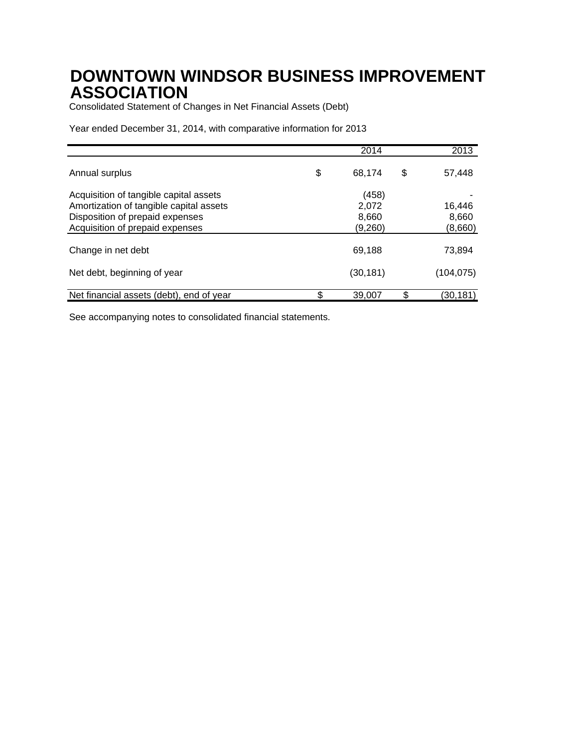# DOWNTOWN WINDSOR BUSINESS IMPROVEMENT ASSOCIATION

Consolidated Statement of Changes in Net Financial Assets (Debt)

Year ended December 31, 2014, with comparative information for 2013

| | 2014 | 2013 |
|---|---|---|
| Annual surplus | $ 68,174 | $ 57,448 |
| Acquisition of tangible capital assets | (458) | - |
| Amortization of tangible capital assets | 2,072 | 16,446 |
| Disposition of prepaid expenses | 8,660 | 8,660 |
| Acquisition of prepaid expenses | (9,260) | (8,660) |
| Change in net debt | 69,188 | 73,894 |
| Net debt, beginning of year | (30,181) | (104,075) |
| Net financial assets (debt), end of year | $ 39,007 | $ (30,181) |

See accompanying notes to consolidated financial statements.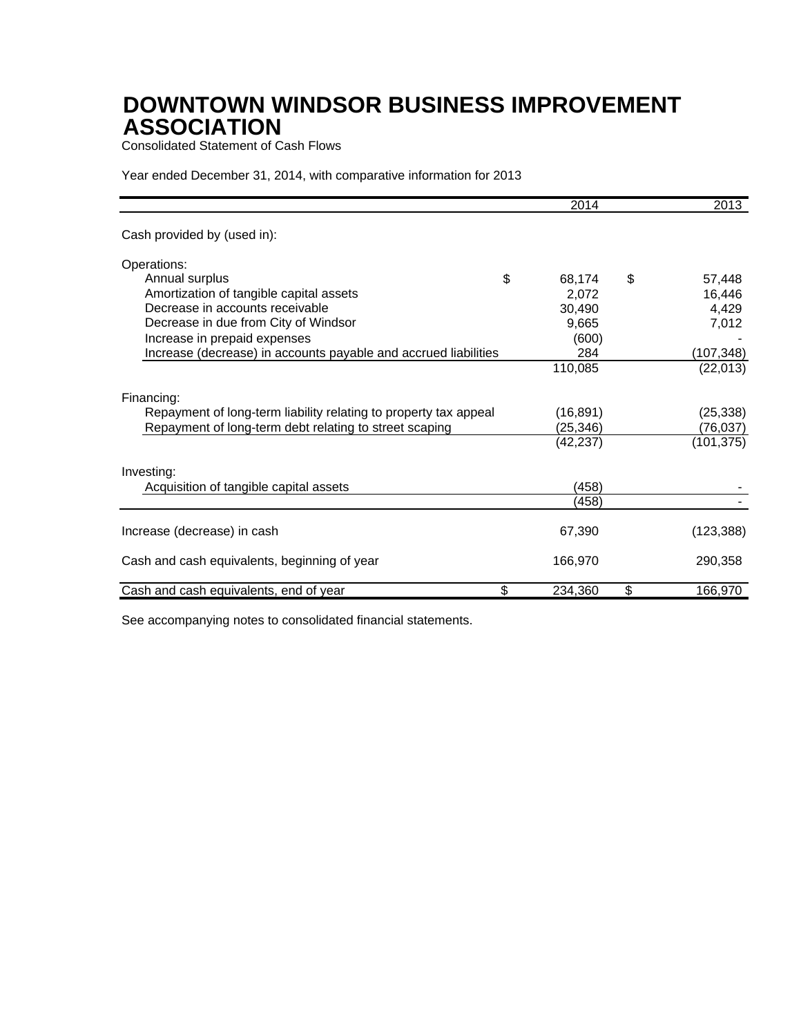# DOWNTOWN WINDSOR BUSINESS IMPROVEMENT ASSOCIATION

Consolidated Statement of Cash Flows

Year ended December 31, 2014, with comparative information for 2013

| | 2014 | 2013 |
|---|---|---|
| Cash provided by (used in): | | |
| Operations: | | |
| Annual surplus | $ 68,174 | $ 57,448 |
| Amortization of tangible capital assets | 2,072 | 16,446 |
| Decrease in accounts receivable | 30,490 | 4,429 |
| Decrease in due from City of Windsor | 9,665 | 7,012 |
| Increase in prepaid expenses | (600) | - |
| Increase (decrease) in accounts payable and accrued liabilities | 284 | (107,348) |
| | 110,085 | (22,013) |
| Financing: | | |
| Repayment of long-term liability relating to property tax appeal | (16,891) | (25,338) |
| Repayment of long-term debt relating to street scaping | (25,346) | (76,037) |
| | (42,237) | (101,375) |
| Investing: | | |
| Acquisition of tangible capital assets | (458) | - |
| | (458) | - |
| Increase (decrease) in cash | 67,390 | (123,388) |
| Cash and cash equivalents, beginning of year | 166,970 | 290,358 |
| Cash and cash equivalents, end of year | $ 234,360 | $ 166,970 |

See accompanying notes to consolidated financial statements.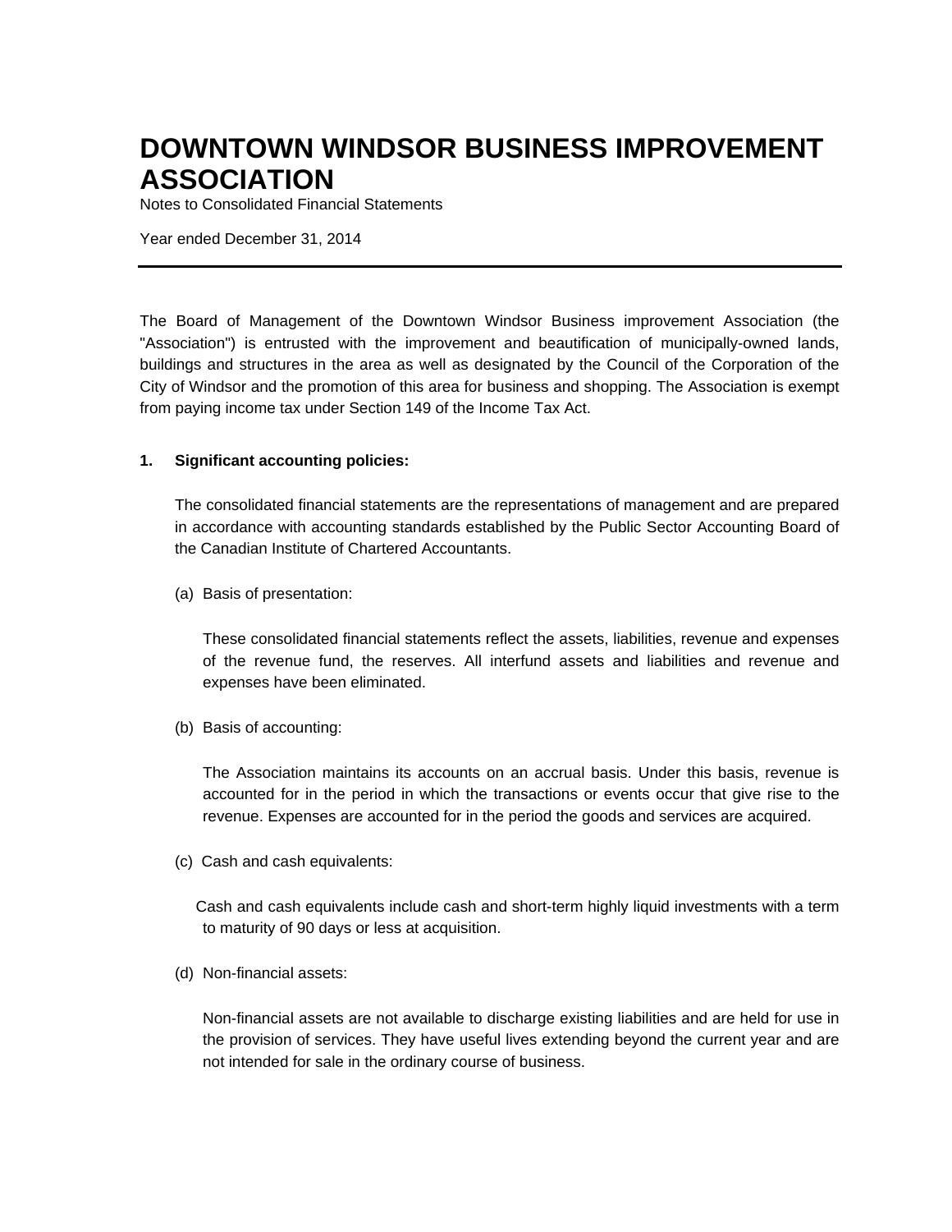# DOWNTOWN WINDSOR BUSINESS IMPROVEMENT ASSOCIATION

Notes to Consolidated Financial Statements

Year ended December 31, 2014

The Board of Management of the Downtown Windsor Business improvement Association (the "Association") is entrusted with the improvement and beautification of municipally-owned lands, buildings and structures in the area as well as designated by the Council of the Corporation of the City of Windsor and the promotion of this area for business and shopping. The Association is exempt from paying income tax under Section 149 of the Income Tax Act.

**1. Significant accounting policies:**

The consolidated financial statements are the representations of management and are prepared in accordance with accounting standards established by the Public Sector Accounting Board of the Canadian Institute of Chartered Accountants.

(a) Basis of presentation:

These consolidated financial statements reflect the assets, liabilities, revenue and expenses of the revenue fund, the reserves. All interfund assets and liabilities and revenue and expenses have been eliminated.

(b) Basis of accounting:

The Association maintains its accounts on an accrual basis. Under this basis, revenue is accounted for in the period in which the transactions or events occur that give rise to the revenue. Expenses are accounted for in the period the goods and services are acquired.

(c) Cash and cash equivalents:

Cash and cash equivalents include cash and short-term highly liquid investments with a term to maturity of 90 days or less at acquisition.

(d) Non-financial assets:

Non-financial assets are not available to discharge existing liabilities and are held for use in the provision of services. They have useful lives extending beyond the current year and are not intended for sale in the ordinary course of business.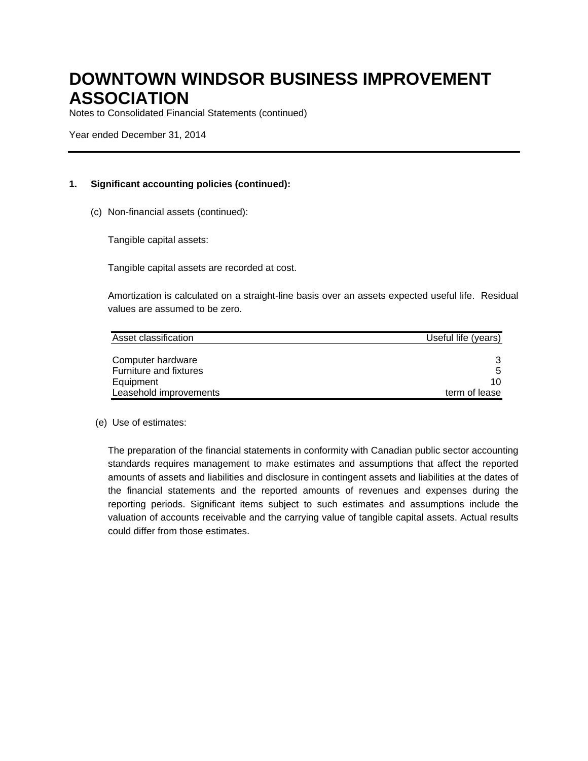# DOWNTOWN WINDSOR BUSINESS IMPROVEMENT ASSOCIATION

Notes to Consolidated Financial Statements (continued)

Year ended December 31, 2014

**1. Significant accounting policies (continued):**

(c) Non-financial assets (continued):

Tangible capital assets:

Tangible capital assets are recorded at cost.

Amortization is calculated on a straight-line basis over an assets expected useful life. Residual values are assumed to be zero.

| Asset classification | Useful life (years) |
| --- | --- |
| Computer hardware | 3 |
| Furniture and fixtures | 5 |
| Equipment | 10 |
| Leasehold improvements | term of lease |

(e) Use of estimates:

The preparation of the financial statements in conformity with Canadian public sector accounting standards requires management to make estimates and assumptions that affect the reported amounts of assets and liabilities and disclosure in contingent assets and liabilities at the dates of the financial statements and the reported amounts of revenues and expenses during the reporting periods. Significant items subject to such estimates and assumptions include the valuation of accounts receivable and the carrying value of tangible capital assets. Actual results could differ from those estimates.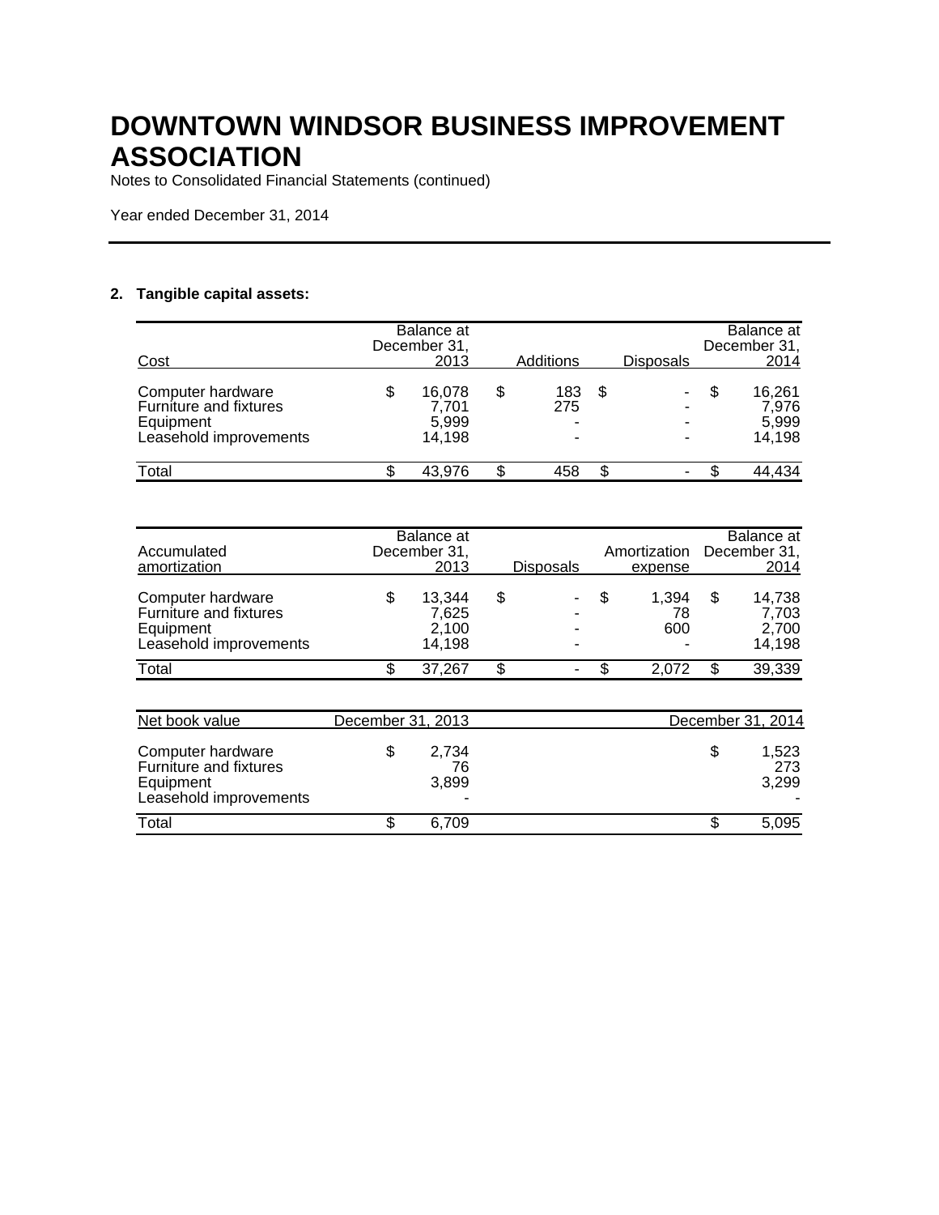# DOWNTOWN WINDSOR BUSINESS IMPROVEMENT ASSOCIATION

Notes to Consolidated Financial Statements (continued)

Year ended December 31, 2014

## 2. Tangible capital assets:

| Cost | Balance at December 31, 2013 | Additions | Disposals | Balance at December 31, 2014 |
|---|---|---|---|---|
| Computer hardware | $ 16,078 | $ 183 | $ - | $ 16,261 |
| Furniture and fixtures | 7,701 | 275 | - | 7,976 |
| Equipment | 5,999 | - | - | 5,999 |
| Leasehold improvements | 14,198 | - | - | 14,198 |
| Total | $ 43,976 | $ 458 | $ - | $ 44,434 |

| Accumulated amortization | Balance at December 31, 2013 | Disposals | Amortization expense | Balance at December 31, 2014 |
|---|---|---|---|---|
| Computer hardware | $ 13,344 | $ - | $ 1,394 | $ 14,738 |
| Furniture and fixtures | 7,625 | - | 78 | 7,703 |
| Equipment | 2,100 | - | 600 | 2,700 |
| Leasehold improvements | 14,198 | - | - | 14,198 |
| Total | $ 37,267 | $ - | $ 2,072 | $ 39,339 |

| Net book value | December 31, 2013 | December 31, 2014 |
|---|---|---|
| Computer hardware | $ 2,734 | $ 1,523 |
| Furniture and fixtures | 76 | 273 |
| Equipment | 3,899 | 3,299 |
| Leasehold improvements | - | - |
| Total | $ 6,709 | $ 5,095 |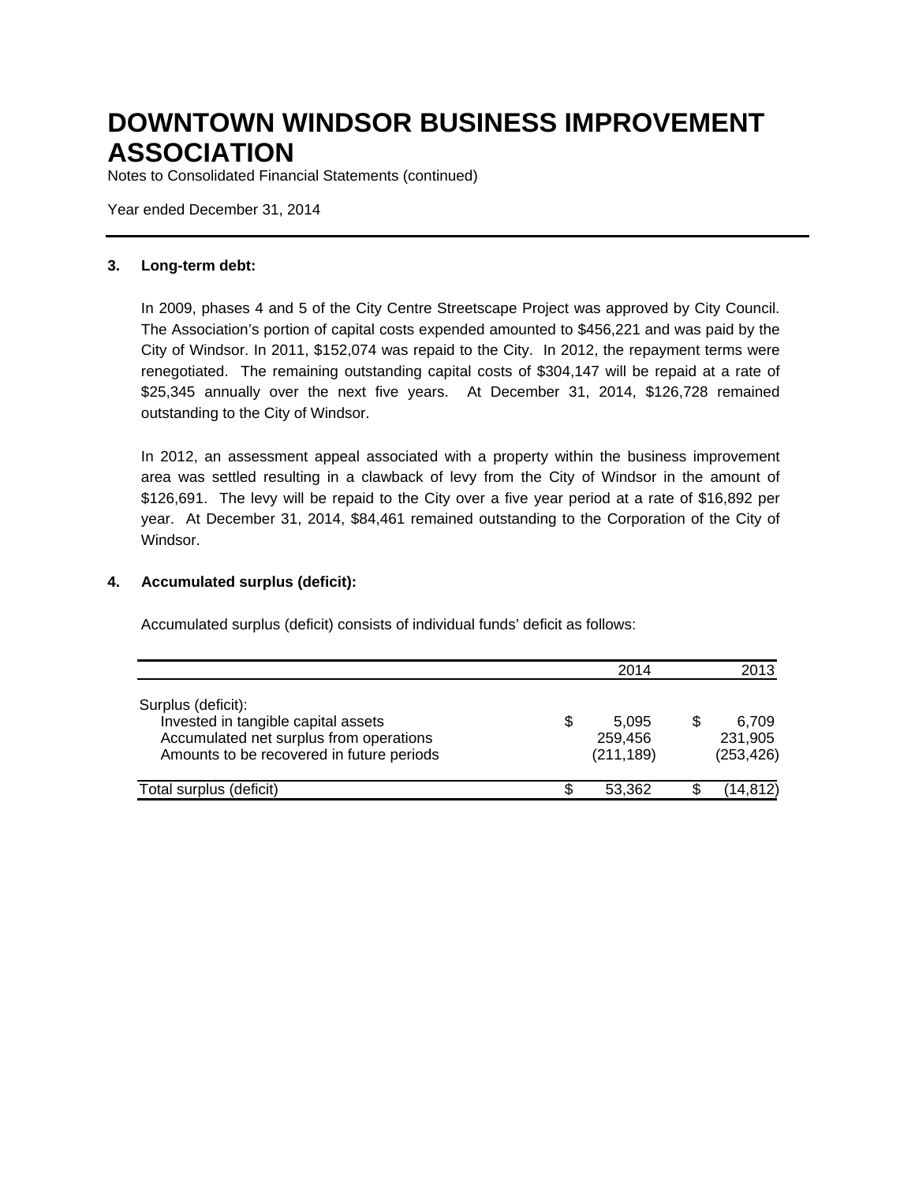# DOWNTOWN WINDSOR BUSINESS IMPROVEMENT ASSOCIATION

Notes to Consolidated Financial Statements (continued)

Year ended December 31, 2014

**3. Long-term debt:**

In 2009, phases 4 and 5 of the City Centre Streetscape Project was approved by City Council. The Association's portion of capital costs expended amounted to $456,221 and was paid by the City of Windsor. In 2011, $152,074 was repaid to the City. In 2012, the repayment terms were renegotiated. The remaining outstanding capital costs of $304,147 will be repaid at a rate of $25,345 annually over the next five years. At December 31, 2014, $126,728 remained outstanding to the City of Windsor.

In 2012, an assessment appeal associated with a property within the business improvement area was settled resulting in a clawback of levy from the City of Windsor in the amount of $126,691. The levy will be repaid to the City over a five year period at a rate of $16,892 per year. At December 31, 2014, $84,461 remained outstanding to the Corporation of the City of Windsor.

**4. Accumulated surplus (deficit):**

Accumulated surplus (deficit) consists of individual funds' deficit as follows:

| | 2014 | 2013 |
|---|---|---|
| Surplus (deficit): | | |
| Invested in tangible capital assets | $ 5,095 | $ 6,709 |
| Accumulated net surplus from operations | 259,456 | 231,905 |
| Amounts to be recovered in future periods | (211,189) | (253,426) |
| Total surplus (deficit) | $ 53,362 | $ (14,812) |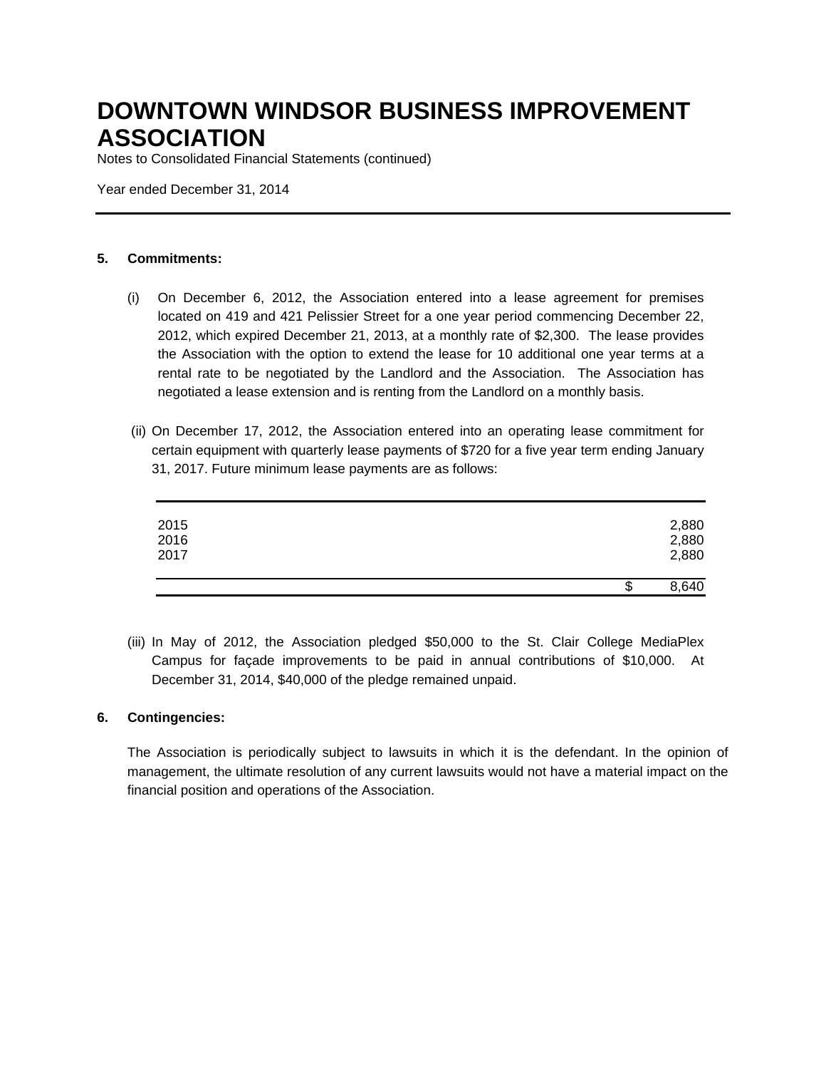# DOWNTOWN WINDSOR BUSINESS IMPROVEMENT ASSOCIATION

Notes to Consolidated Financial Statements (continued)

Year ended December 31, 2014

**5. Commitments:**

(i) On December 6, 2012, the Association entered into a lease agreement for premises located on 419 and 421 Pelissier Street for a one year period commencing December 22, 2012, which expired December 21, 2013, at a monthly rate of $2,300. The lease provides the Association with the option to extend the lease for 10 additional one year terms at a rental rate to be negotiated by the Landlord and the Association. The Association has negotiated a lease extension and is renting from the Landlord on a monthly basis.

(ii) On December 17, 2012, the Association entered into an operating lease commitment for certain equipment with quarterly lease payments of $720 for a five year term ending January 31, 2017. Future minimum lease payments are as follows:

| | |
|---|---|
| 2015 | 2,880 |
| 2016 | 2,880 |
| 2017 | 2,880 |
| | $ 8,640 |

(iii) In May of 2012, the Association pledged $50,000 to the St. Clair College MediaPlex Campus for façade improvements to be paid in annual contributions of $10,000. At December 31, 2014, $40,000 of the pledge remained unpaid.

**6. Contingencies:**

The Association is periodically subject to lawsuits in which it is the defendant. In the opinion of management, the ultimate resolution of any current lawsuits would not have a material impact on the financial position and operations of the Association.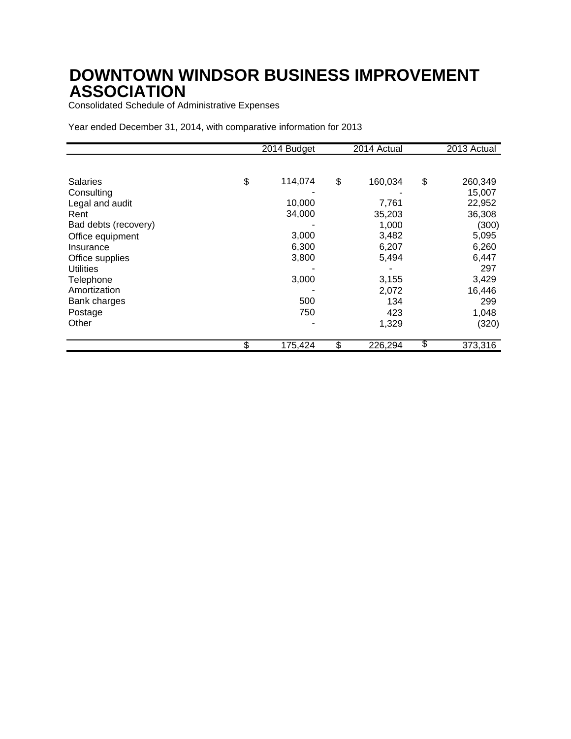# DOWNTOWN WINDSOR BUSINESS IMPROVEMENT ASSOCIATION

Consolidated Schedule of Administrative Expenses

Year ended December 31, 2014, with comparative information for 2013

| | 2014 Budget | 2014 Actual | 2013 Actual |
|---|---|---|---|
| Salaries | $ 114,074 | $ 160,034 | $ 260,349 |
| Consulting | - | - | 15,007 |
| Legal and audit | 10,000 | 7,761 | 22,952 |
| Rent | 34,000 | 35,203 | 36,308 |
| Bad debts (recovery) | - | 1,000 | (300) |
| Office equipment | 3,000 | 3,482 | 5,095 |
| Insurance | 6,300 | 6,207 | 6,260 |
| Office supplies | 3,800 | 5,494 | 6,447 |
| Utilities | - | - | 297 |
| Telephone | 3,000 | 3,155 | 3,429 |
| Amortization | - | 2,072 | 16,446 |
| Bank charges | 500 | 134 | 299 |
| Postage | 750 | 423 | 1,048 |
| Other | - | 1,329 | (320) |
| | $ 175,424 | $ 226,294 | $ 373,316 |